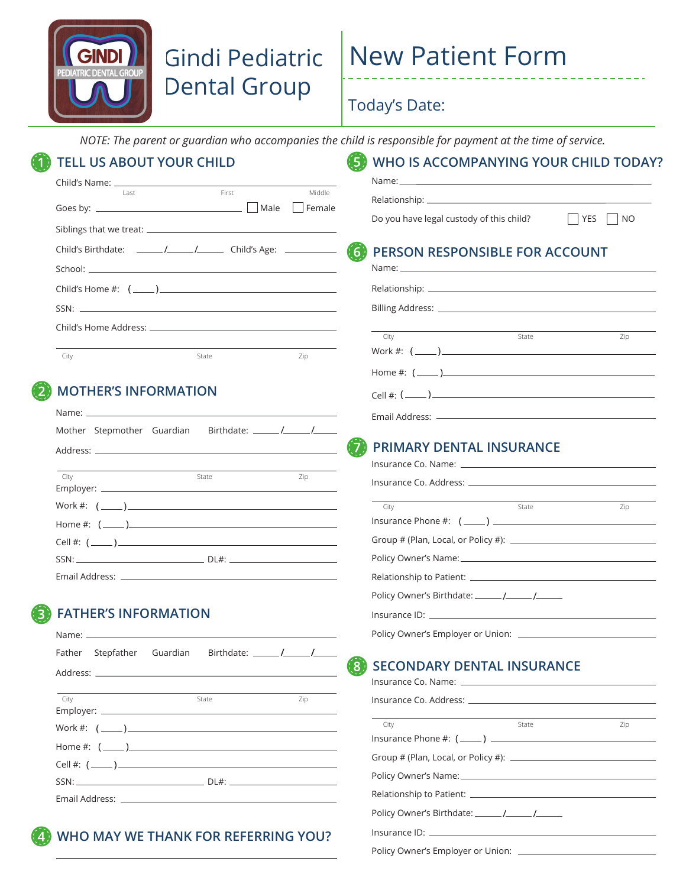# Gindi Pediatric Dental Group

# New Patient Form

Today's Date:

*NOTE: The parent or guardian who accompanies the child is responsible for payment at the time of service.*

## 1 TELL US ABOUT YOUR CHILD

Child's Name: ______________________
Last First Middle

Goes by: ______________ ☐ Male ☐ Female

Siblings that we treat: ______________

Child's Birthdate: ____/____/____ Child's Age: ______

School: ______________

Child's Home #: (____)______________

SSN: ______________

Child's Home Address: ______________

City State Zip

## 2 MOTHER'S INFORMATION

Name: ______________

Mother Stepmother Guardian Birthdate: ____/____/____

Address: ______________

City State Zip

Employer: ______________

Work #: (____)______________

Home #: (____)______________

Cell #: (____)______________

SSN: ______________ DL#: ______________

Email Address: ______________

## 3 FATHER'S INFORMATION

Name: ______________

Father Stepfather Guardian Birthdate: ____/____/____

Address: ______________

City State Zip

Employer: ______________

Work #: (____)______________

Home #: (____)______________

Cell #: (____)______________

SSN: ______________ DL#: ______________

Email Address: ______________

## 4 WHO MAY WE THANK FOR REFERRING YOU?

______________

## 5 WHO IS ACCOMPANYING YOUR CHILD TODAY?

Name: ______________

Relationship: ______________

Do you have legal custody of this child? ☐ YES ☐ NO

## 6 PERSON RESPONSIBLE FOR ACCOUNT

Name: ______________

Relationship: ______________

Billing Address: ______________

City State Zip

Work #: (____)______________

Home #: (____)______________

Cell #: (____)______________

Email Address: ______________

## 7 PRIMARY DENTAL INSURANCE

Insurance Co. Name: ______________

Insurance Co. Address: ______________

City State Zip

Insurance Phone #: (____) ______________

Group # (Plan, Local, or Policy #): ______________

Policy Owner's Name: ______________

Relationship to Patient: ______________

Policy Owner's Birthdate: ____/____/____

Insurance ID: ______________

Policy Owner's Employer or Union: ______________

## 8 SECONDARY DENTAL INSURANCE

Insurance Co. Name: ______________

Insurance Co. Address: ______________

City State Zip

Insurance Phone #: (____) ______________

Group # (Plan, Local, or Policy #): ______________

Policy Owner's Name: ______________

Relationship to Patient: ______________

Policy Owner's Birthdate: ____/____/____

Insurance ID: ______________

Policy Owner's Employer or Union: ______________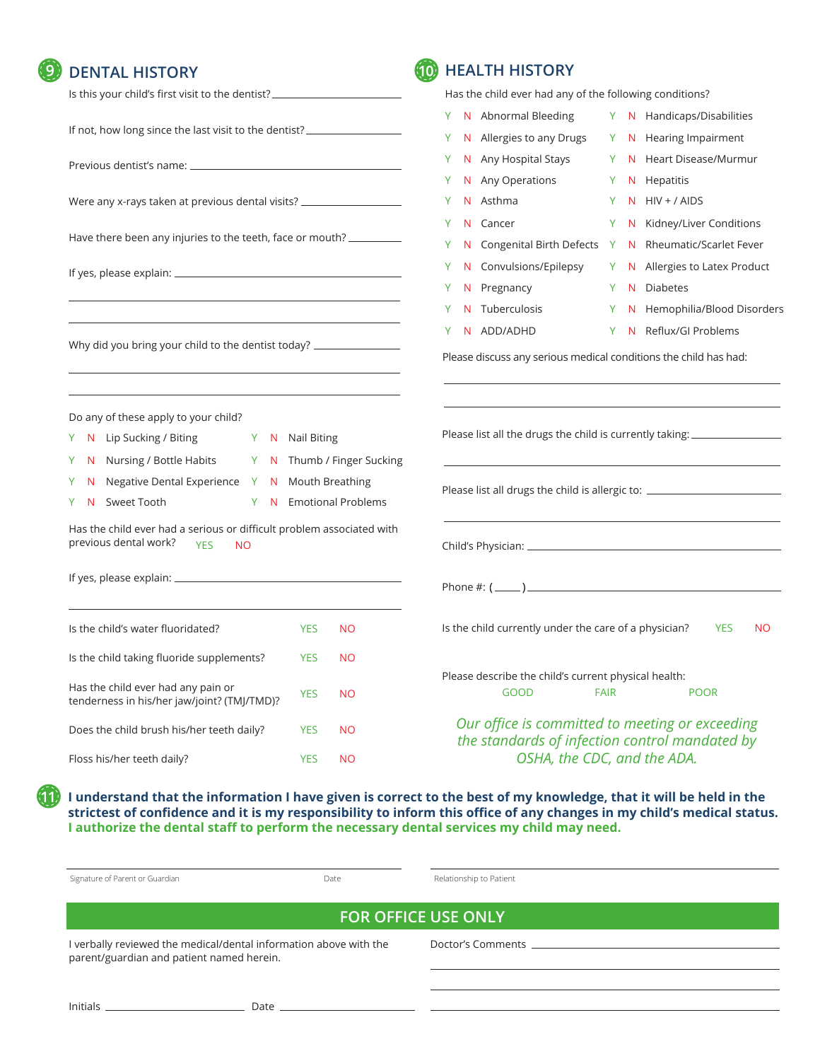## 9 DENTAL HISTORY

Is this your child's first visit to the dentist? ___________

If not, how long since the last visit to the dentist? ___________

Previous dentist's name: ___________

Were any x-rays taken at previous dental visits? ___________

Have there been any injuries to the teeth, face or mouth? ___________

If yes, please explain: ___________

Why did you bring your child to the dentist today? ___________

Do any of these apply to your child?

| | | | | | |
|---|---|---|---|---|---|
| Y | N | Lip Sucking / Biting | Y | N | Nail Biting |
| Y | N | Nursing / Bottle Habits | Y | N | Thumb / Finger Sucking |
| Y | N | Negative Dental Experience | Y | N | Mouth Breathing |
| Y | N | Sweet Tooth | Y | N | Emotional Problems |

Has the child ever had a serious or difficult problem associated with previous dental work? YES NO

If yes, please explain: ___________

| | | |
|---|---|---|
| Is the child's water fluoridated? | YES | NO |
| Is the child taking fluoride supplements? | YES | NO |
| Has the child ever had any pain or tenderness in his/her jaw/joint? (TMJ/TMD)? | YES | NO |
| Does the child brush his/her teeth daily? | YES | NO |
| Floss his/her teeth daily? | YES | NO |

## 10 HEALTH HISTORY

Has the child ever had any of the following conditions?

| | | | | | |
|---|---|---|---|---|---|
| Y | N | Abnormal Bleeding | Y | N | Handicaps/Disabilities |
| Y | N | Allergies to any Drugs | Y | N | Hearing Impairment |
| Y | N | Any Hospital Stays | Y | N | Heart Disease/Murmur |
| Y | N | Any Operations | Y | N | Hepatitis |
| Y | N | Asthma | Y | N | HIV + / AIDS |
| Y | N | Cancer | Y | N | Kidney/Liver Conditions |
| Y | N | Congenital Birth Defects | Y | N | Rheumatic/Scarlet Fever |
| Y | N | Convulsions/Epilepsy | Y | N | Allergies to Latex Product |
| Y | N | Pregnancy | Y | N | Diabetes |
| Y | N | Tuberculosis | Y | N | Hemophilia/Blood Disorders |
| Y | N | ADD/ADHD | Y | N | Reflux/GI Problems |

Please discuss any serious medical conditions the child has had: ___________

Please list all the drugs the child is currently taking: ___________

Please list all drugs the child is allergic to: ___________

Child's Physician: ___________

Phone #: ( _____ ) ___________

Is the child currently under the care of a physician? YES NO

Please describe the child's current physical health:
GOOD FAIR POOR

*Our office is committed to meeting or exceeding the standards of infection control mandated by OSHA, the CDC, and the ADA.*

## 11

**I understand that the information I have given is correct to the best of my knowledge, that it will be held in the strictest of confidence and it is my responsibility to inform this office of any changes in my child's medical status. I authorize the dental staff to perform the necessary dental services my child may need.**

___________ Signature of Parent or Guardian Date

___________ Relationship to Patient

## FOR OFFICE USE ONLY

I verbally reviewed the medical/dental information above with the parent/guardian and patient named herein.

Initials ___________ Date ___________

Doctor's Comments ___________